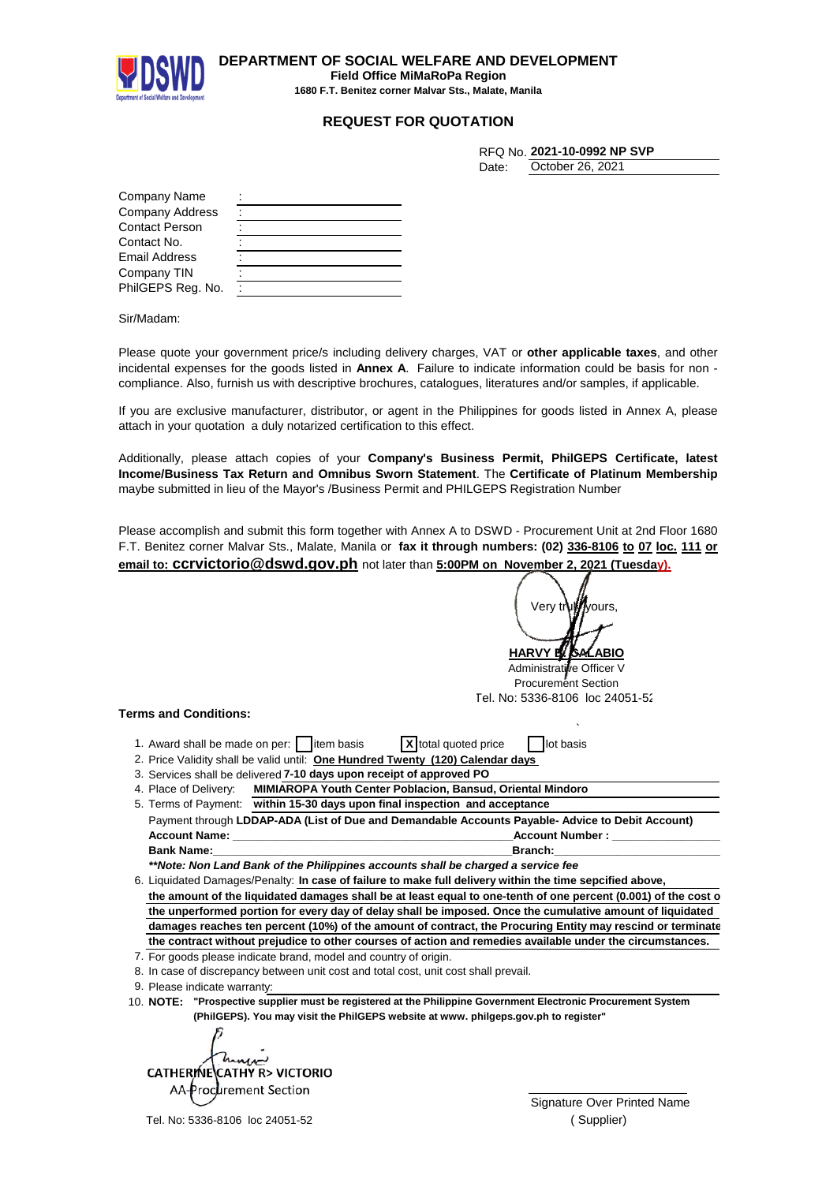# DEPARTMENT OF SOCIAL WELFARE AND DEVELOPMENT

**Field Office MiMaRoPa Region**

**1680 F.T. Benitez corner Malvar Sts., Malate, Manila**

## REQUEST FOR QUOTATION

RFQ No. **2021-10-0992 NP SVP**

Date: October 26, 2021

| | |
|---|---|
| Company Name | : |
| Company Address | : |
| Contact Person | : |
| Contact No. | : |
| Email Address | : |
| Company TIN | : |
| PhilGEPS Reg. No. | : |

Sir/Madam:

Please quote your government price/s including delivery charges, VAT or **other applicable taxes**, and other incidental expenses for the goods listed in **Annex A**. Failure to indicate information could be basis for non - compliance. Also, furnish us with descriptive brochures, catalogues, literatures and/or samples, if applicable.

If you are exclusive manufacturer, distributor, or agent in the Philippines for goods listed in Annex A, please attach in your quotation a duly notarized certification to this effect.

Additionally, please attach copies of your **Company's Business Permit, PhilGEPS Certificate, latest Income/Business Tax Return and Omnibus Sworn Statement**. The **Certificate of Platinum Membership** maybe submitted in lieu of the Mayor's /Business Permit and PHILGEPS Registration Number

Please accomplish and submit this form together with Annex A to DSWD - Procurement Unit at 2nd Floor 1680 F.T. Benitez corner Malvar Sts., Malate, Manila or **fax it through numbers: (02) 336-8106 to 07 loc. 111 or email to: ccrvictorio@dswd.gov.ph** not later than **5:00PM on November 2, 2021 (Tuesday).**

Very truly yours,

**HARVY B. SALABIO**
Administrative Officer V
Procurement Section
Tel. No: 5336-8106 loc 24051-52

**Terms and Conditions:**

1. Award shall be made on per: [ ] item basis [X] total quoted price [ ] lot basis
2. Price Validity shall be valid until: **One Hundred Twenty (120) Calendar days**
3. Services shall be delivered **7-10 days upon receipt of approved PO**
4. Place of Delivery: **MIMIAROPA Youth Center Poblacion, Bansud, Oriental Mindoro**
5. Terms of Payment: **within 15-30 days upon final inspection and acceptance**
   Payment through **LDDAP-ADA (List of Due and Demandable Accounts Payable- Advice to Debit Account)**
   **Account Name:** ______________________ **Account Number :** ______________
   **Bank Name:** ______________________ **Branch:** ______________
   ***Note: Non Land Bank of the Philippines accounts shall be charged a service fee**
6. Liquidated Damages/Penalty: **In case of failure to make full delivery within the time sepcified above, the amount of the liquidated damages shall be at least equal to one-tenth of one percent (0.001) of the cost o the unperformed portion for every day of delay shall be imposed. Once the cumulative amount of liquidated damages reaches ten percent (10%) of the amount of contract, the Procuring Entity may rescind or terminate the contract without prejudice to other courses of action and remedies available under the circumstances.**
7. For goods please indicate brand, model and country of origin.
8. In case of discrepancy between unit cost and total cost, unit cost shall prevail.
9. Please indicate warranty:
10. **NOTE: "Prospective supplier must be registered at the Philippine Government Electronic Procurement System (PhilGEPS). You may visit the PhilGEPS website at www. philgeps.gov.ph to register"**

**CATHERINE CATHY R> VICTORIO**
AA-Procurement Section
Tel. No: 5336-8106 loc 24051-52

_______________________
Signature Over Printed Name
( Supplier)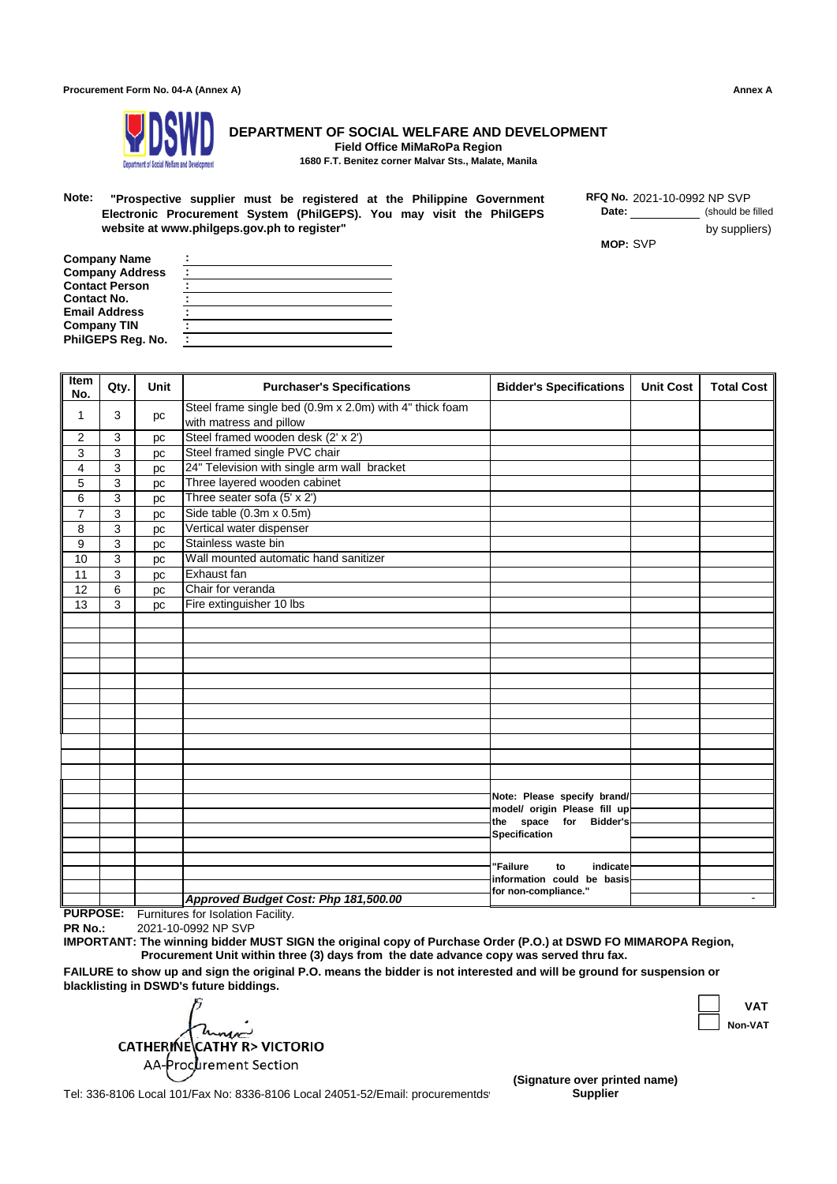Procurement Form No. 04-A (Annex A)

Annex A

# DEPARTMENT OF SOCIAL WELFARE AND DEVELOPMENT

**Field Office MiMaRoPa Region**

**1680 F.T. Benitez corner Malvar Sts., Malate, Manila**

**Note:** **"Prospective supplier must be registered at the Philippine Government Electronic Procurement System (PhilGEPS). You may visit the PhilGEPS website at www.philgeps.gov.ph to register"**

**RFQ No.** 2021-10-0992 NP SVP

**Date:** ____________ (should be filled by suppliers)

**MOP:** SVP

**Company Name** :
**Company Address** :
**Contact Person** :
**Contact No.** :
**Email Address** :
**Company TIN** :
**PhilGEPS Reg. No.** :

| Item No. | Qty. | Unit | Purchaser's Specifications | Bidder's Specifications | Unit Cost | Total Cost |
|---|---|---|---|---|---|---|
| 1 | 3 | pc | Steel frame single bed (0.9m x 2.0m) with 4" thick foam with matress and pillow | | | |
| 2 | 3 | pc | Steel framed wooden desk (2' x 2') | | | |
| 3 | 3 | pc | Steel framed single PVC chair | | | |
| 4 | 3 | pc | 24" Television with single arm wall bracket | | | |
| 5 | 3 | pc | Three layered wooden cabinet | | | |
| 6 | 3 | pc | Three seater sofa (5' x 2') | | | |
| 7 | 3 | pc | Side table (0.3m x 0.5m) | | | |
| 8 | 3 | pc | Vertical water dispenser | | | |
| 9 | 3 | pc | Stainless waste bin | | | |
| 10 | 3 | pc | Wall mounted automatic hand sanitizer | | | |
| 11 | 3 | pc | Exhaust fan | | | |
| 12 | 6 | pc | Chair for veranda | | | |
| 13 | 3 | pc | Fire extinguisher 10 lbs | | | |
| | | | | Note: Please specify brand/ model/ origin Please fill up the space for Bidder's Specification | | |
| | | | | "Failure to indicate information could be basis for non-compliance." | | |
| | | | ***Approved Budget Cost: Php 181,500.00*** | | | - |

**PURPOSE:** Furnitures for Isolation Facility.

**PR No.:** 2021-10-0992 NP SVP

**IMPORTANT: The winning bidder MUST SIGN the original copy of Purchase Order (P.O.) at DSWD FO MIMAROPA Region, Procurement Unit within three (3) days from the date advance copy was served thru fax.**

**FAILURE to show up and sign the original P.O. means the bidder is not interested and will be ground for suspension or blacklisting in DSWD's future biddings.**

**CATHERINE CATHY R> VICTORIO**
AA-Procurement Section

☐ **VAT**
☐ **Non-VAT**

**(Signature over printed name)**
**Supplier**

Tel: 336-8106 Local 101/Fax No: 8336-8106 Local 24051-52/Email: procurementds